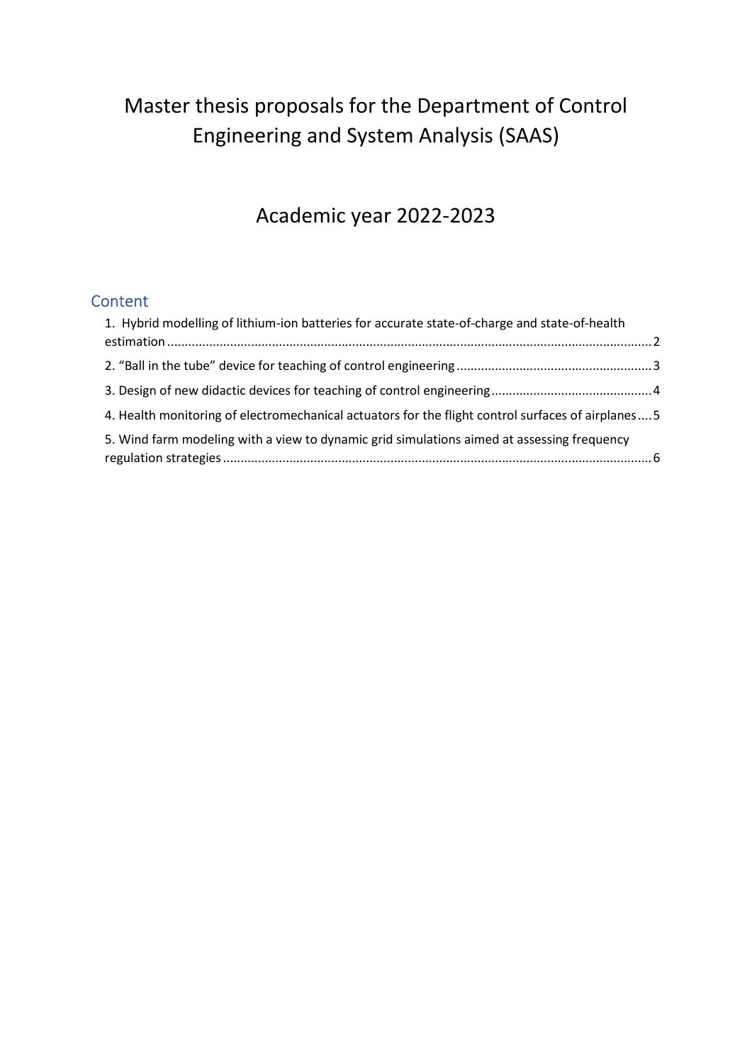# Master thesis proposals for the Department of Control Engineering and System Analysis (SAAS)

# Academic year 2022-2023

## Content

1. Hybrid modelling of lithium-ion batteries for accurate state-of-charge and state-of-health estimation ..... 2
2. "Ball in the tube" device for teaching of control engineering ..... 3
3. Design of new didactic devices for teaching of control engineering ..... 4
4. Health monitoring of electromechanical actuators for the flight control surfaces of airplanes ..... 5
5. Wind farm modeling with a view to dynamic grid simulations aimed at assessing frequency regulation strategies ..... 6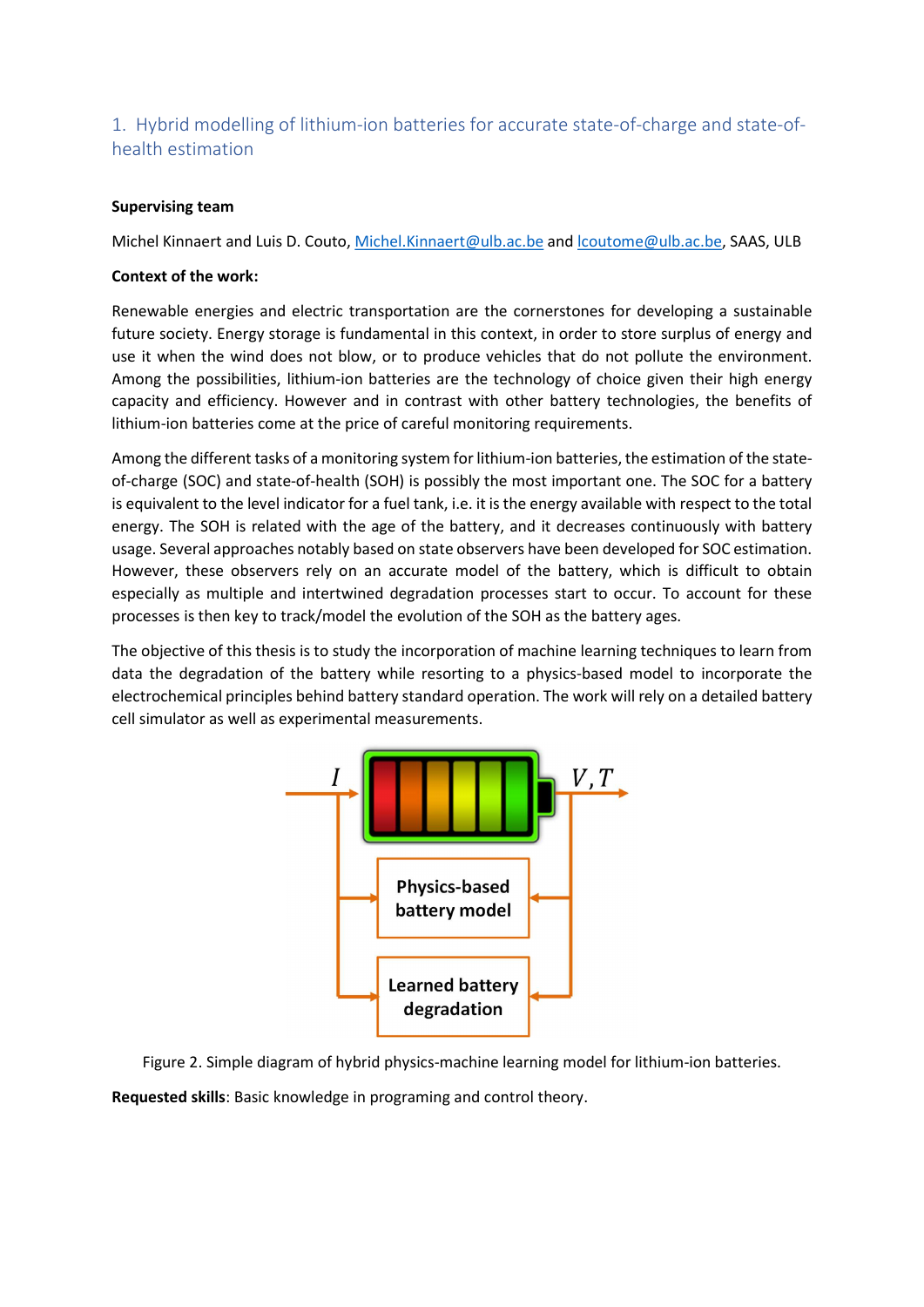## 1. Hybrid modelling of lithium-ion batteries for accurate state-of-charge and state-of-health estimation

**Supervising team**

Michel Kinnaert and Luis D. Couto, Michel.Kinnaert@ulb.ac.be and lcoutome@ulb.ac.be, SAAS, ULB

**Context of the work:**

Renewable energies and electric transportation are the cornerstones for developing a sustainable future society. Energy storage is fundamental in this context, in order to store surplus of energy and use it when the wind does not blow, or to produce vehicles that do not pollute the environment. Among the possibilities, lithium-ion batteries are the technology of choice given their high energy capacity and efficiency. However and in contrast with other battery technologies, the benefits of lithium-ion batteries come at the price of careful monitoring requirements.

Among the different tasks of a monitoring system for lithium-ion batteries, the estimation of the state-of-charge (SOC) and state-of-health (SOH) is possibly the most important one. The SOC for a battery is equivalent to the level indicator for a fuel tank, i.e. it is the energy available with respect to the total energy. The SOH is related with the age of the battery, and it decreases continuously with battery usage. Several approaches notably based on state observers have been developed for SOC estimation. However, these observers rely on an accurate model of the battery, which is difficult to obtain especially as multiple and intertwined degradation processes start to occur. To account for these processes is then key to track/model the evolution of the SOH as the battery ages.

The objective of this thesis is to study the incorporation of machine learning techniques to learn from data the degradation of the battery while resorting to a physics-based model to incorporate the electrochemical principles behind battery standard operation. The work will rely on a detailed battery cell simulator as well as experimental measurements.

Figure 2. Simple diagram of hybrid physics-machine learning model for lithium-ion batteries.

**Requested skills**: Basic knowledge in programing and control theory.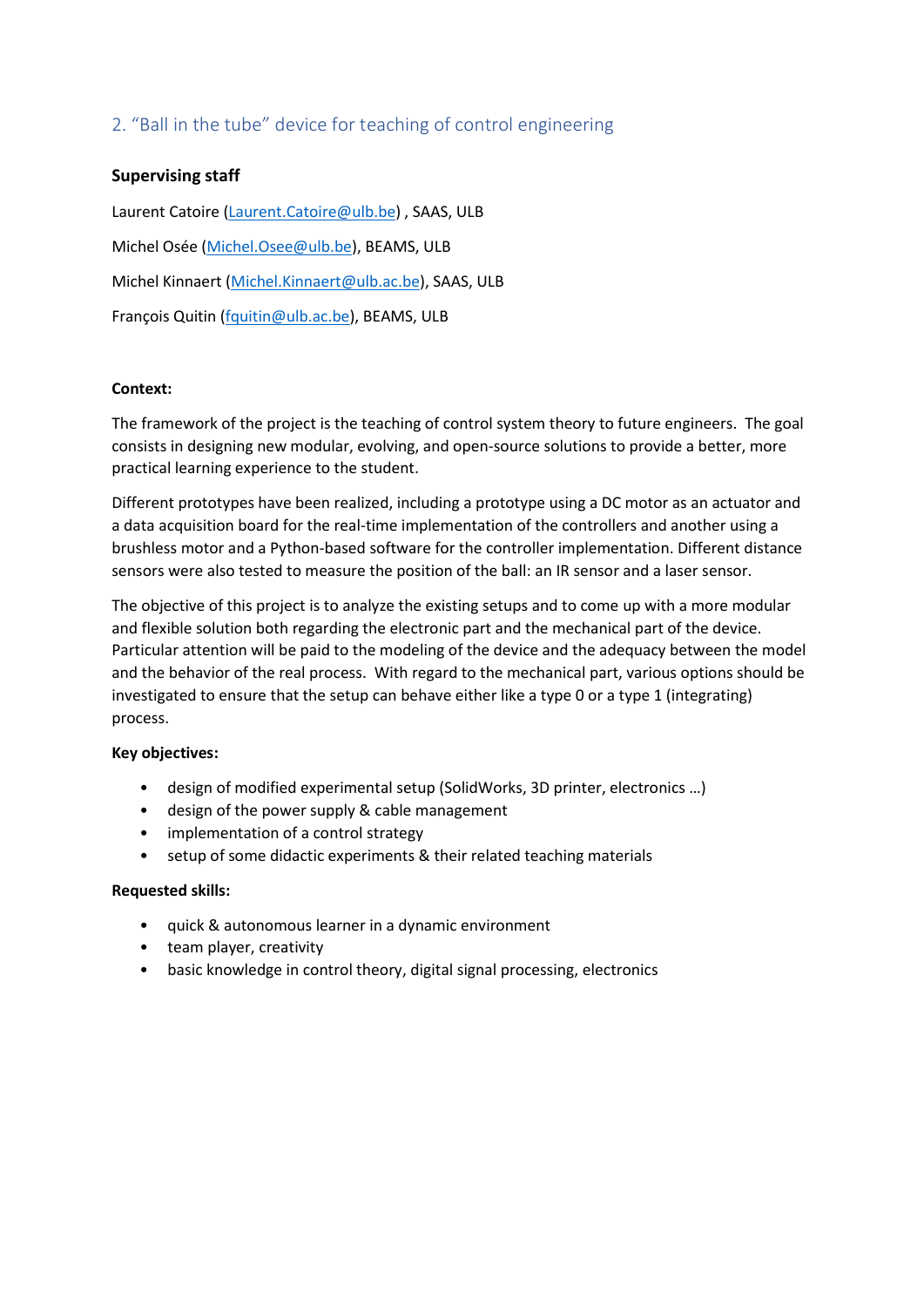## 2. “Ball in the tube” device for teaching of control engineering

**Supervising staff**

Laurent Catoire (Laurent.Catoire@ulb.be) , SAAS, ULB

Michel Osée (Michel.Osee@ulb.be), BEAMS, ULB

Michel Kinnaert (Michel.Kinnaert@ulb.ac.be), SAAS, ULB

François Quitin (fquitin@ulb.ac.be), BEAMS, ULB

**Context:**

The framework of the project is the teaching of control system theory to future engineers. The goal consists in designing new modular, evolving, and open-source solutions to provide a better, more practical learning experience to the student.

Different prototypes have been realized, including a prototype using a DC motor as an actuator and a data acquisition board for the real-time implementation of the controllers and another using a brushless motor and a Python-based software for the controller implementation. Different distance sensors were also tested to measure the position of the ball: an IR sensor and a laser sensor.

The objective of this project is to analyze the existing setups and to come up with a more modular and flexible solution both regarding the electronic part and the mechanical part of the device. Particular attention will be paid to the modeling of the device and the adequacy between the model and the behavior of the real process. With regard to the mechanical part, various options should be investigated to ensure that the setup can behave either like a type 0 or a type 1 (integrating) process.

**Key objectives:**

- design of modified experimental setup (SolidWorks, 3D printer, electronics …)
- design of the power supply & cable management
- implementation of a control strategy
- setup of some didactic experiments & their related teaching materials

**Requested skills:**

- quick & autonomous learner in a dynamic environment
- team player, creativity
- basic knowledge in control theory, digital signal processing, electronics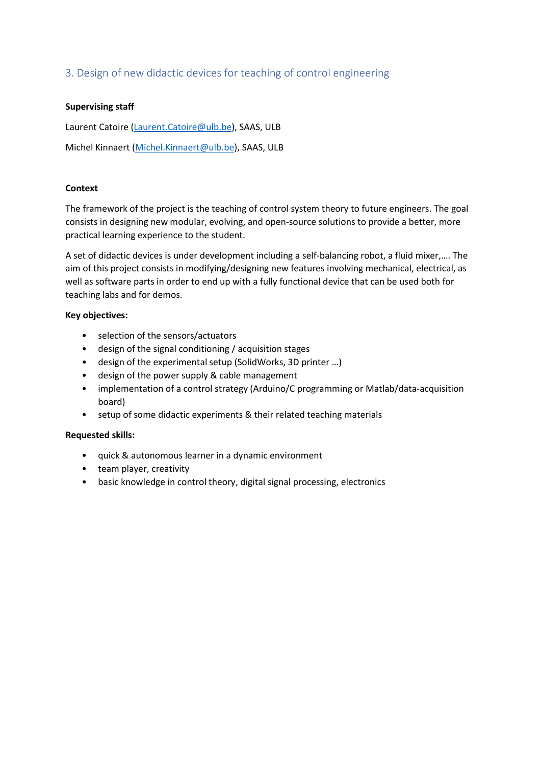## 3. Design of new didactic devices for teaching of control engineering

**Supervising staff**

Laurent Catoire (Laurent.Catoire@ulb.be), SAAS, ULB

Michel Kinnaert (Michel.Kinnaert@ulb.be), SAAS, ULB

**Context**

The framework of the project is the teaching of control system theory to future engineers. The goal consists in designing new modular, evolving, and open-source solutions to provide a better, more practical learning experience to the student.

A set of didactic devices is under development including a self-balancing robot, a fluid mixer,…. The aim of this project consists in modifying/designing new features involving mechanical, electrical, as well as software parts in order to end up with a fully functional device that can be used both for teaching labs and for demos.

**Key objectives:**

- selection of the sensors/actuators
- design of the signal conditioning / acquisition stages
- design of the experimental setup (SolidWorks, 3D printer …)
- design of the power supply & cable management
- implementation of a control strategy (Arduino/C programming or Matlab/data-acquisition board)
- setup of some didactic experiments & their related teaching materials

**Requested skills:**

- quick & autonomous learner in a dynamic environment
- team player, creativity
- basic knowledge in control theory, digital signal processing, electronics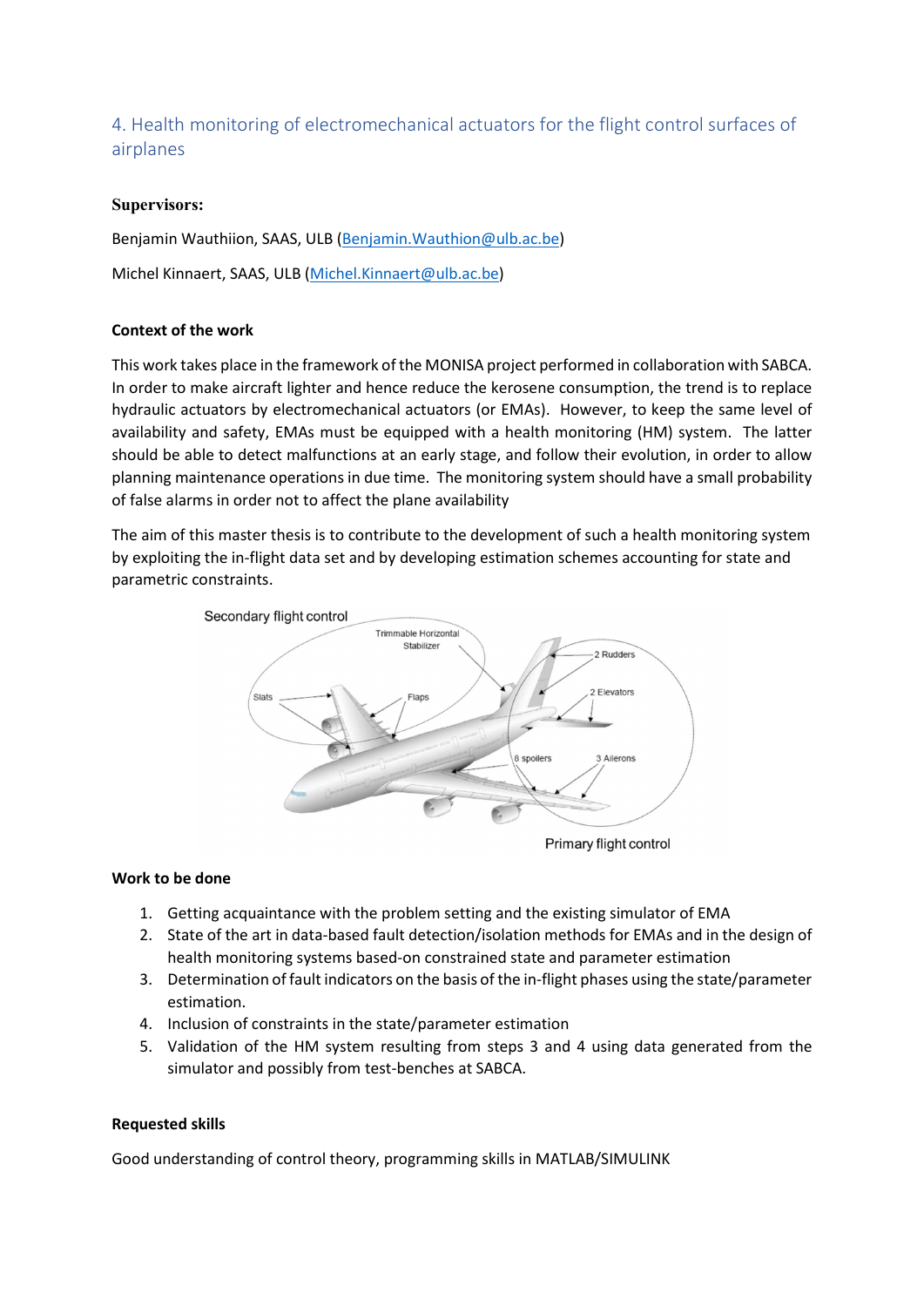## 4. Health monitoring of electromechanical actuators for the flight control surfaces of airplanes

**Supervisors:**

Benjamin Wauthiion, SAAS, ULB (Benjamin.Wauthion@ulb.ac.be)

Michel Kinnaert, SAAS, ULB (Michel.Kinnaert@ulb.ac.be)

**Context of the work**

This work takes place in the framework of the MONISA project performed in collaboration with SABCA. In order to make aircraft lighter and hence reduce the kerosene consumption, the trend is to replace hydraulic actuators by electromechanical actuators (or EMAs). However, to keep the same level of availability and safety, EMAs must be equipped with a health monitoring (HM) system. The latter should be able to detect malfunctions at an early stage, and follow their evolution, in order to allow planning maintenance operations in due time. The monitoring system should have a small probability of false alarms in order not to affect the plane availability

The aim of this master thesis is to contribute to the development of such a health monitoring system by exploiting the in-flight data set and by developing estimation schemes accounting for state and parametric constraints.

**Work to be done**

1. Getting acquaintance with the problem setting and the existing simulator of EMA
2. State of the art in data-based fault detection/isolation methods for EMAs and in the design of health monitoring systems based-on constrained state and parameter estimation
3. Determination of fault indicators on the basis of the in-flight phases using the state/parameter estimation.
4. Inclusion of constraints in the state/parameter estimation
5. Validation of the HM system resulting from steps 3 and 4 using data generated from the simulator and possibly from test-benches at SABCA.

**Requested skills**

Good understanding of control theory, programming skills in MATLAB/SIMULINK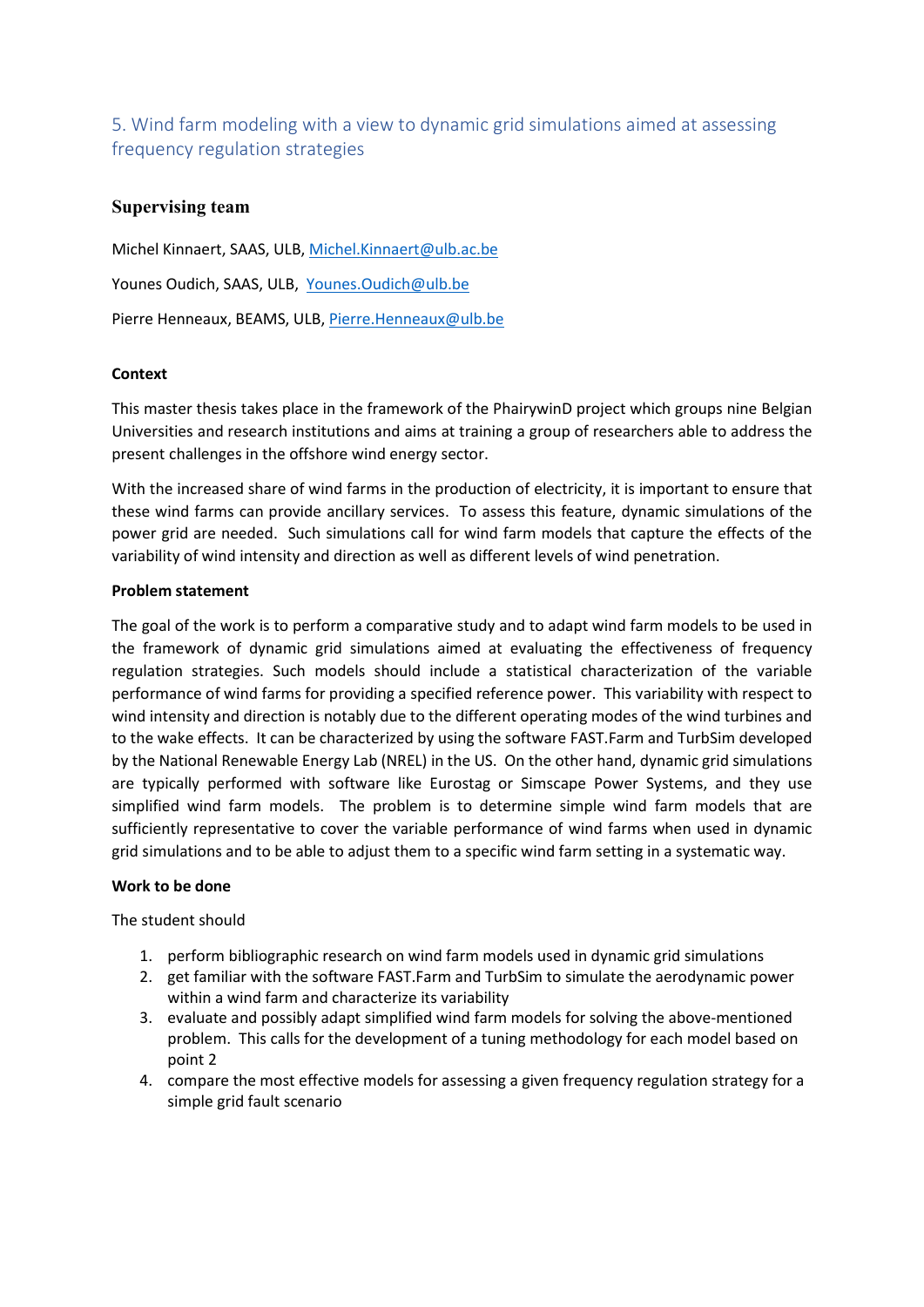## 5. Wind farm modeling with a view to dynamic grid simulations aimed at assessing frequency regulation strategies

### Supervising team

Michel Kinnaert, SAAS, ULB, Michel.Kinnaert@ulb.ac.be

Younes Oudich, SAAS, ULB, Younes.Oudich@ulb.be

Pierre Henneaux, BEAMS, ULB, Pierre.Henneaux@ulb.be

#### Context

This master thesis takes place in the framework of the PhairywinD project which groups nine Belgian Universities and research institutions and aims at training a group of researchers able to address the present challenges in the offshore wind energy sector.

With the increased share of wind farms in the production of electricity, it is important to ensure that these wind farms can provide ancillary services. To assess this feature, dynamic simulations of the power grid are needed. Such simulations call for wind farm models that capture the effects of the variability of wind intensity and direction as well as different levels of wind penetration.

#### Problem statement

The goal of the work is to perform a comparative study and to adapt wind farm models to be used in the framework of dynamic grid simulations aimed at evaluating the effectiveness of frequency regulation strategies. Such models should include a statistical characterization of the variable performance of wind farms for providing a specified reference power. This variability with respect to wind intensity and direction is notably due to the different operating modes of the wind turbines and to the wake effects. It can be characterized by using the software FAST.Farm and TurbSim developed by the National Renewable Energy Lab (NREL) in the US. On the other hand, dynamic grid simulations are typically performed with software like Eurostag or Simscape Power Systems, and they use simplified wind farm models. The problem is to determine simple wind farm models that are sufficiently representative to cover the variable performance of wind farms when used in dynamic grid simulations and to be able to adjust them to a specific wind farm setting in a systematic way.

#### Work to be done

The student should

1. perform bibliographic research on wind farm models used in dynamic grid simulations
2. get familiar with the software FAST.Farm and TurbSim to simulate the aerodynamic power within a wind farm and characterize its variability
3. evaluate and possibly adapt simplified wind farm models for solving the above-mentioned problem. This calls for the development of a tuning methodology for each model based on point 2
4. compare the most effective models for assessing a given frequency regulation strategy for a simple grid fault scenario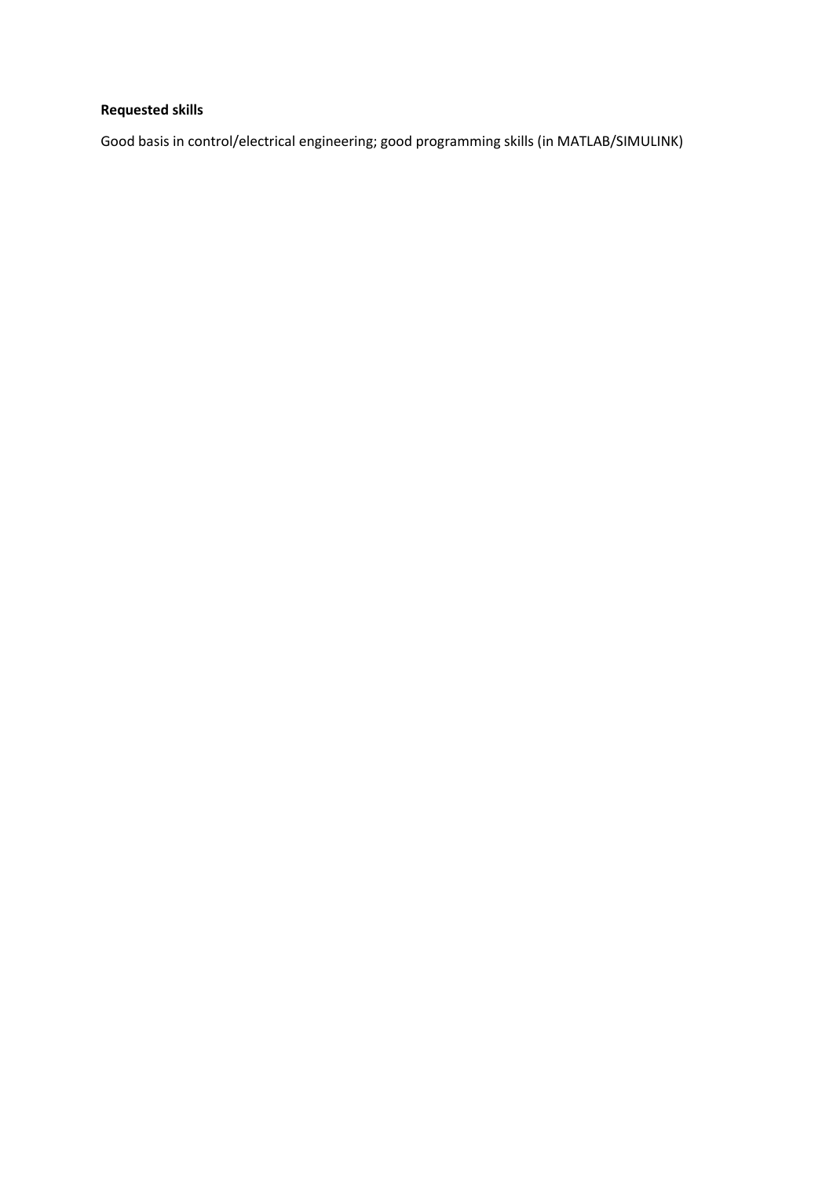**Requested skills**

Good basis in control/electrical engineering; good programming skills (in MATLAB/SIMULINK)